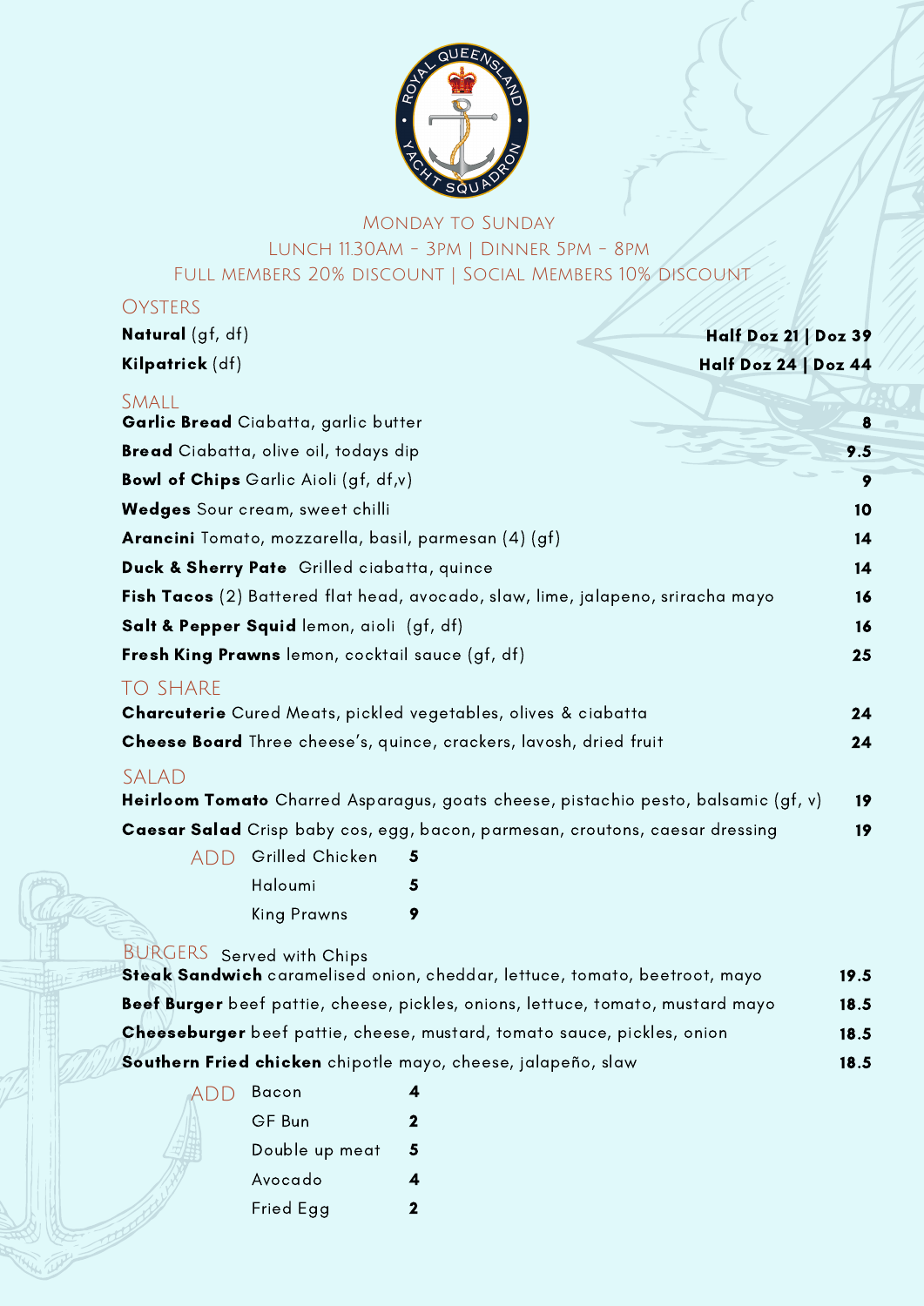Monday to Sunday

Lunch 11.30am - 3pm | Dinner 5pm - 8pm

Full Members 20% Discount | Social Members 10% Discount

## OYSTERS

**Natural** (gf, df) — **Half Doz 21 | Doz 39**

**Kilpatrick** (df) — **Half Doz 24 | Doz 44**

## SMALL

| Item | Price |
|---|---|
| **Garlic Bread** Ciabatta, garlic butter | **8** |
| **Bread** Ciabatta, olive oil, todays dip | **9.5** |
| **Bowl of Chips** Garlic Aioli (gf, df,v) | **9** |
| **Wedges** Sour cream, sweet chilli | **10** |
| **Arancini** Tomato, mozzarella, basil, parmesan (4) (gf) | **14** |
| **Duck & Sherry Pate** Grilled ciabatta, quince | **14** |
| **Fish Tacos** (2) Battered flat head, avocado, slaw, lime, jalapeno, sriracha mayo | **16** |
| **Salt & Pepper Squid** lemon, aioli (gf, df) | **16** |
| **Fresh King Prawns** lemon, cocktail sauce (gf, df) | **25** |

## TO SHARE

| Item | Price |
|---|---|
| **Charcuterie** Cured Meats, pickled vegetables, olives & ciabatta | **24** |
| **Cheese Board** Three cheese's, quince, crackers, lavosh, dried fruit | **24** |

## SALAD

| Item | Price |
|---|---|
| **Heirloom Tomato** Charred Asparagus, goats cheese, pistachio pesto, balsamic (gf, v) | **19** |
| **Caesar Salad** Crisp baby cos, egg, bacon, parmesan, croutons, caesar dressing | **19** |

ADD

| Add | Price |
|---|---|
| Grilled Chicken | **5** |
| Haloumi | **5** |
| King Prawns | **9** |

## BURGERS Served with Chips

| Item | Price |
|---|---|
| **Steak Sandwich** caramelised onion, cheddar, lettuce, tomato, beetroot, mayo | **19.5** |
| **Beef Burger** beef pattie, cheese, pickles, onions, lettuce, tomato, mustard mayo | **18.5** |
| **Cheeseburger** beef pattie, cheese, mustard, tomato sauce, pickles, onion | **18.5** |
| **Southern Fried chicken** chipotle mayo, cheese, jalapeño, slaw | **18.5** |

ADD

| Add | Price |
|---|---|
| Bacon | **4** |
| GF Bun | **2** |
| Double up meat | **5** |
| Avocado | **4** |
| Fried Egg | **2** |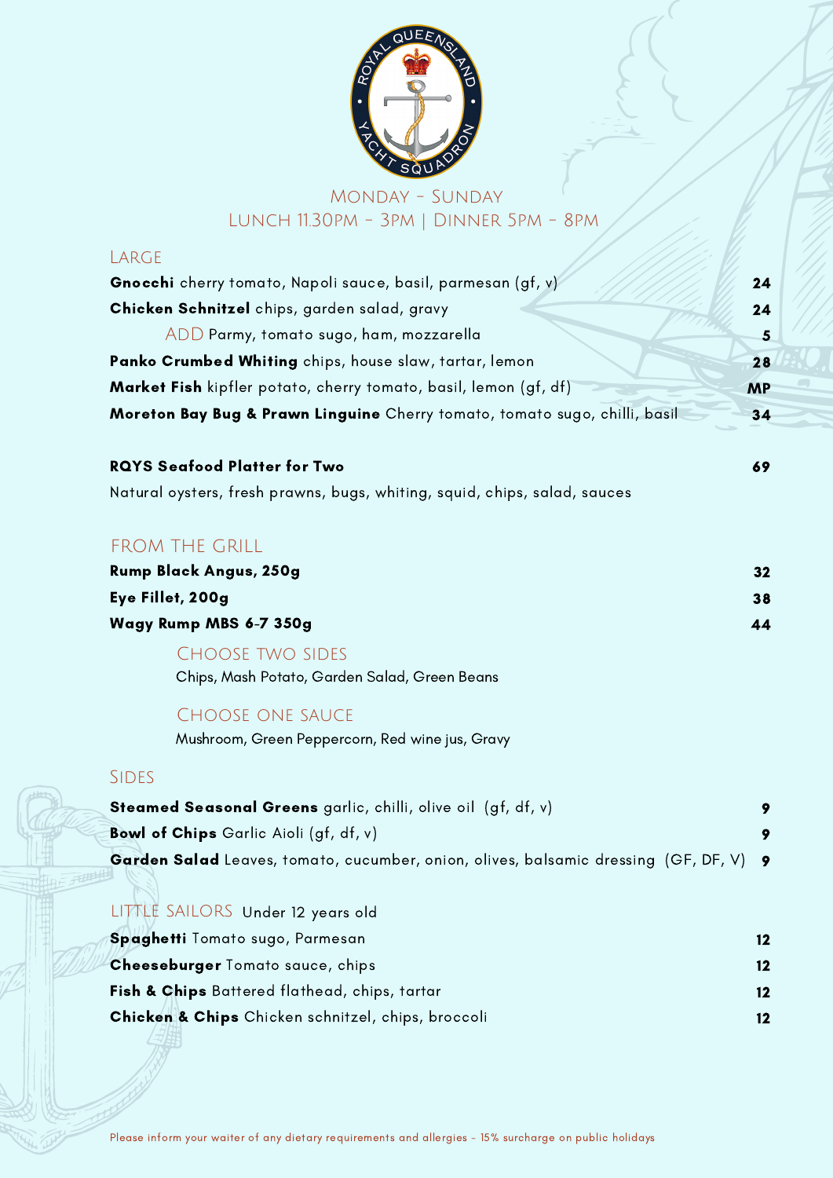MONDAY - SUNDAY
LUNCH 11.30PM - 3PM | DINNER 5PM - 8PM

## LARGE

| | |
|---|---|
| **Gnocchi** cherry tomato, Napoli sauce, basil, parmesan (gf, v) | 24 |
| **Chicken Schnitzel** chips, garden salad, gravy | 24 |
| ADD Parmy, tomato sugo, ham, mozzarella | 5 |
| **Panko Crumbed Whiting** chips, house slaw, tartar, lemon | 28 |
| **Market Fish** kipfler potato, cherry tomato, basil, lemon (gf, df) | MP |
| **Moreton Bay Bug & Prawn Linguine** Cherry tomato, tomato sugo, chilli, basil | 34 |

**RQYS Seafood Platter for Two** — 69

Natural oysters, fresh prawns, bugs, whiting, squid, chips, salad, sauces

## FROM THE GRILL

| | |
|---|---|
| **Rump Black Angus, 250g** | 32 |
| **Eye Fillet, 200g** | 38 |
| **Wagy Rump MBS 6-7 350g** | 44 |

### CHOOSE TWO SIDES

Chips, Mash Potato, Garden Salad, Green Beans

### CHOOSE ONE SAUCE

Mushroom, Green Peppercorn, Red wine jus, Gravy

## SIDES

| | |
|---|---|
| **Steamed Seasonal Greens** garlic, chilli, olive oil (gf, df, v) | 9 |
| **Bowl of Chips** Garlic Aioli (gf, df, v) | 9 |
| **Garden Salad** Leaves, tomato, cucumber, onion, olives, balsamic dressing (GF, DF, V) | 9 |

## LITTLE SAILORS Under 12 years old

| | |
|---|---|
| **Spaghetti** Tomato sugo, Parmesan | 12 |
| **Cheeseburger** Tomato sauce, chips | 12 |
| **Fish & Chips** Battered flathead, chips, tartar | 12 |
| **Chicken & Chips** Chicken schnitzel, chips, broccoli | 12 |

Please inform your waiter of any dietary requirements and allergies - 15% surcharge on public holidays